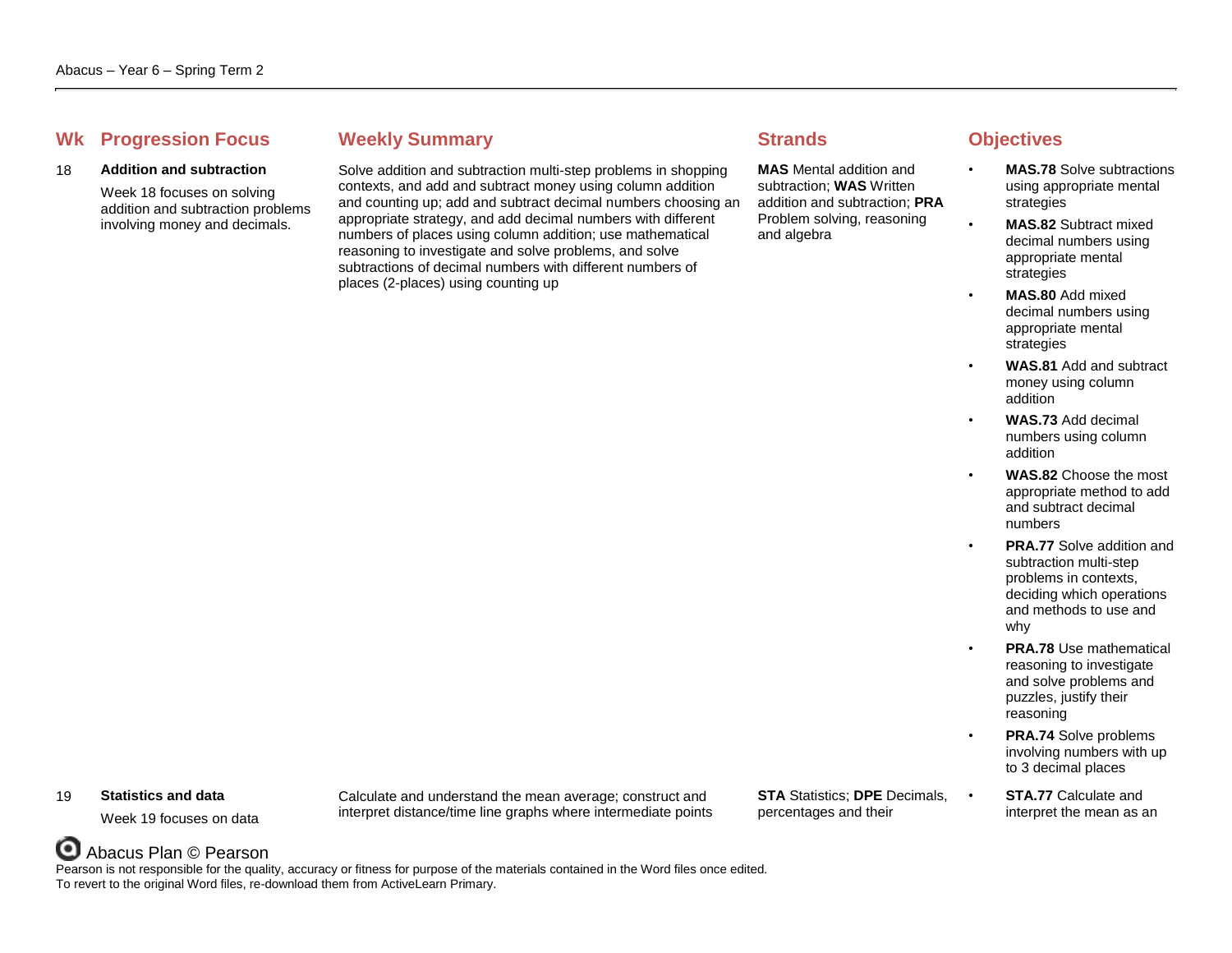Abacus – Year 6 – Spring Term 2

| Wk | Progression Focus | Weekly Summary | Strands | Objectives |
|---|---|---|---|---|
| 18 | **Addition and subtraction**<br><br>Week 18 focuses on solving addition and subtraction problems involving money and decimals. | Solve addition and subtraction multi-step problems in shopping contexts, and add and subtract money using column addition and counting up; add and subtract decimal numbers choosing an appropriate strategy, and add decimal numbers with different numbers of places using column addition; use mathematical reasoning to investigate and solve problems, and solve subtractions of decimal numbers with different numbers of places (2-places) using counting up | **MAS** Mental addition and subtraction; **WAS** Written addition and subtraction; **PRA** Problem solving, reasoning and algebra | • **MAS.78** Solve subtractions using appropriate mental strategies<br>• **MAS.82** Subtract mixed decimal numbers using appropriate mental strategies<br>• **MAS.80** Add mixed decimal numbers using appropriate mental strategies<br>• **WAS.81** Add and subtract money using column addition<br>• **WAS.73** Add decimal numbers using column addition<br>• **WAS.82** Choose the most appropriate method to add and subtract decimal numbers<br>• **PRA.77** Solve addition and subtraction multi-step problems in contexts, deciding which operations and methods to use and why<br>• **PRA.78** Use mathematical reasoning to investigate and solve problems and puzzles, justify their reasoning<br>• **PRA.74** Solve problems involving numbers with up to 3 decimal places |
| 19 | **Statistics and data**<br><br>Week 19 focuses on data | Calculate and understand the mean average; construct and interpret distance/time line graphs where intermediate points | **STA** Statistics; **DPE** Decimals, percentages and their | • **STA.77** Calculate and interpret the mean as an |

Abacus Plan © Pearson

Pearson is not responsible for the quality, accuracy or fitness for purpose of the materials contained in the Word files once edited.
To revert to the original Word files, re-download them from ActiveLearn Primary.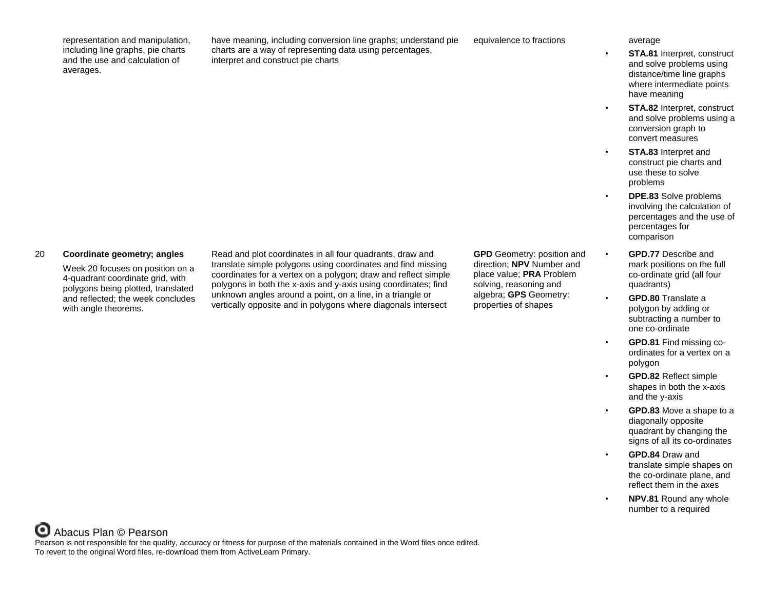| | | | | |
|---|---|---|---|---|
| | representation and manipulation, including line graphs, pie charts and the use and calculation of averages. | have meaning, including conversion line graphs; understand pie charts are a way of representing data using percentages, interpret and construct pie charts | equivalence to fractions | average<br>• **STA.81** Interpret, construct and solve problems using distance/time line graphs where intermediate points have meaning<br>• **STA.82** Interpret, construct and solve problems using a conversion graph to convert measures<br>• **STA.83** Interpret and construct pie charts and use these to solve problems<br>• **DPE.83** Solve problems involving the calculation of percentages and the use of percentages for comparison |
| 20 | **Coordinate geometry; angles**<br><br>Week 20 focuses on position on a 4-quadrant coordinate grid, with polygons being plotted, translated and reflected; the week concludes with angle theorems. | Read and plot coordinates in all four quadrants, draw and translate simple polygons using coordinates and find missing coordinates for a vertex on a polygon; draw and reflect simple polygons in both the x-axis and y-axis using coordinates; find unknown angles around a point, on a line, in a triangle or vertically opposite and in polygons where diagonals intersect | **GPD** Geometry: position and direction; **NPV** Number and place value; **PRA** Problem solving, reasoning and algebra; **GPS** Geometry: properties of shapes | • **GPD.77** Describe and mark positions on the full co-ordinate grid (all four quadrants)<br>• **GPD.80** Translate a polygon by adding or subtracting a number to one co-ordinate<br>• **GPD.81** Find missing co-ordinates for a vertex on a polygon<br>• **GPD.82** Reflect simple shapes in both the x-axis and the y-axis<br>• **GPD.83** Move a shape to a diagonally opposite quadrant by changing the signs of all its co-ordinates<br>• **GPD.84** Draw and translate simple shapes on the co-ordinate plane, and reflect them in the axes<br>• **NPV.81** Round any whole number to a required |

Abacus Plan © Pearson

Pearson is not responsible for the quality, accuracy or fitness for purpose of the materials contained in the Word files once edited.
To revert to the original Word files, re-download them from ActiveLearn Primary.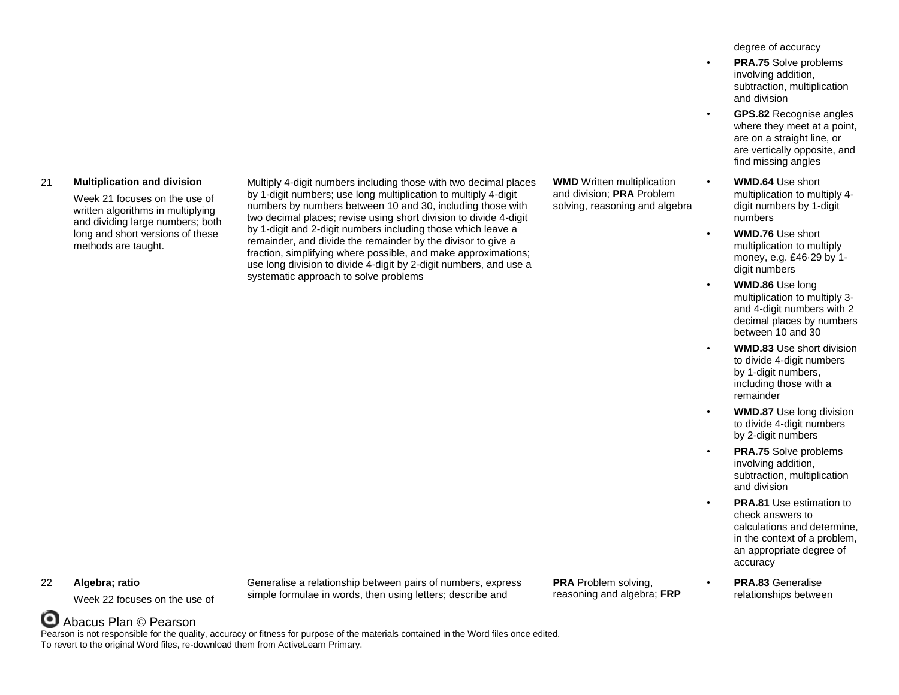|  |  |  |  |  |
|---|---|---|---|---|
|  |  |  |  | degree of accuracy<br>• **PRA.75** Solve problems involving addition, subtraction, multiplication and division<br>• **GPS.82** Recognise angles where they meet at a point, are on a straight line, or are vertically opposite, and find missing angles |
| 21 | **Multiplication and division**<br>Week 21 focuses on the use of written algorithms in multiplying and dividing large numbers; both long and short versions of these methods are taught. | Multiply 4-digit numbers including those with two decimal places by 1-digit numbers; use long multiplication to multiply 4-digit numbers by numbers between 10 and 30, including those with two decimal places; revise using short division to divide 4-digit by 1-digit and 2-digit numbers including those which leave a remainder, and divide the remainder by the divisor to give a fraction, simplifying where possible, and make approximations; use long division to divide 4-digit by 2-digit numbers, and use a systematic approach to solve problems | **WMD** Written multiplication and division; **PRA** Problem solving, reasoning and algebra | • **WMD.64** Use short multiplication to multiply 4-digit numbers by 1-digit numbers<br>• **WMD.76** Use short multiplication to multiply money, e.g. £46·29 by 1-digit numbers<br>• **WMD.86** Use long multiplication to multiply 3- and 4-digit numbers with 2 decimal places by numbers between 10 and 30<br>• **WMD.83** Use short division to divide 4-digit numbers by 1-digit numbers, including those with a remainder<br>• **WMD.87** Use long division to divide 4-digit numbers by 2-digit numbers<br>• **PRA.75** Solve problems involving addition, subtraction, multiplication and division<br>• **PRA.81** Use estimation to check answers to calculations and determine, in the context of a problem, an appropriate degree of accuracy |
| 22 | **Algebra; ratio**<br>Week 22 focuses on the use of | Generalise a relationship between pairs of numbers, express simple formulae in words, then using letters; describe and | **PRA** Problem solving, reasoning and algebra; **FRP** | • **PRA.83** Generalise relationships between |

Abacus Plan © Pearson

Pearson is not responsible for the quality, accuracy or fitness for purpose of the materials contained in the Word files once edited.
To revert to the original Word files, re-download them from ActiveLearn Primary.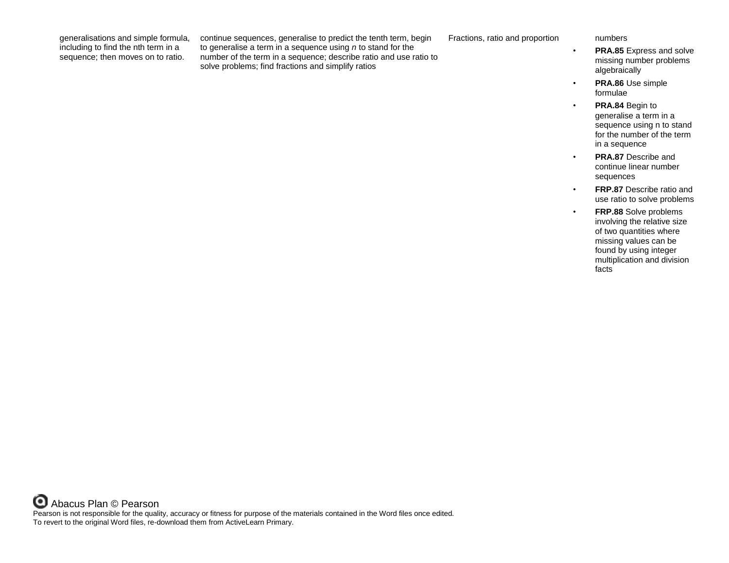| | | | |
|---|---|---|---|
| generalisations and simple formula, including to find the nth term in a sequence; then moves on to ratio. | continue sequences, generalise to predict the tenth term, begin to generalise a term in a sequence using *n* to stand for the number of the term in a sequence; describe ratio and use ratio to solve problems; find fractions and simplify ratios | Fractions, ratio and proportion | numbers<br>• **PRA.85** Express and solve missing number problems algebraically<br>• **PRA.86** Use simple formulae<br>• **PRA.84** Begin to generalise a term in a sequence using n to stand for the number of the term in a sequence<br>• **PRA.87** Describe and continue linear number sequences<br>• **FRP.87** Describe ratio and use ratio to solve problems<br>• **FRP.88** Solve problems involving the relative size of two quantities where missing values can be found by using integer multiplication and division facts |

Abacus Plan © Pearson

Pearson is not responsible for the quality, accuracy or fitness for purpose of the materials contained in the Word files once edited.
To revert to the original Word files, re-download them from ActiveLearn Primary.